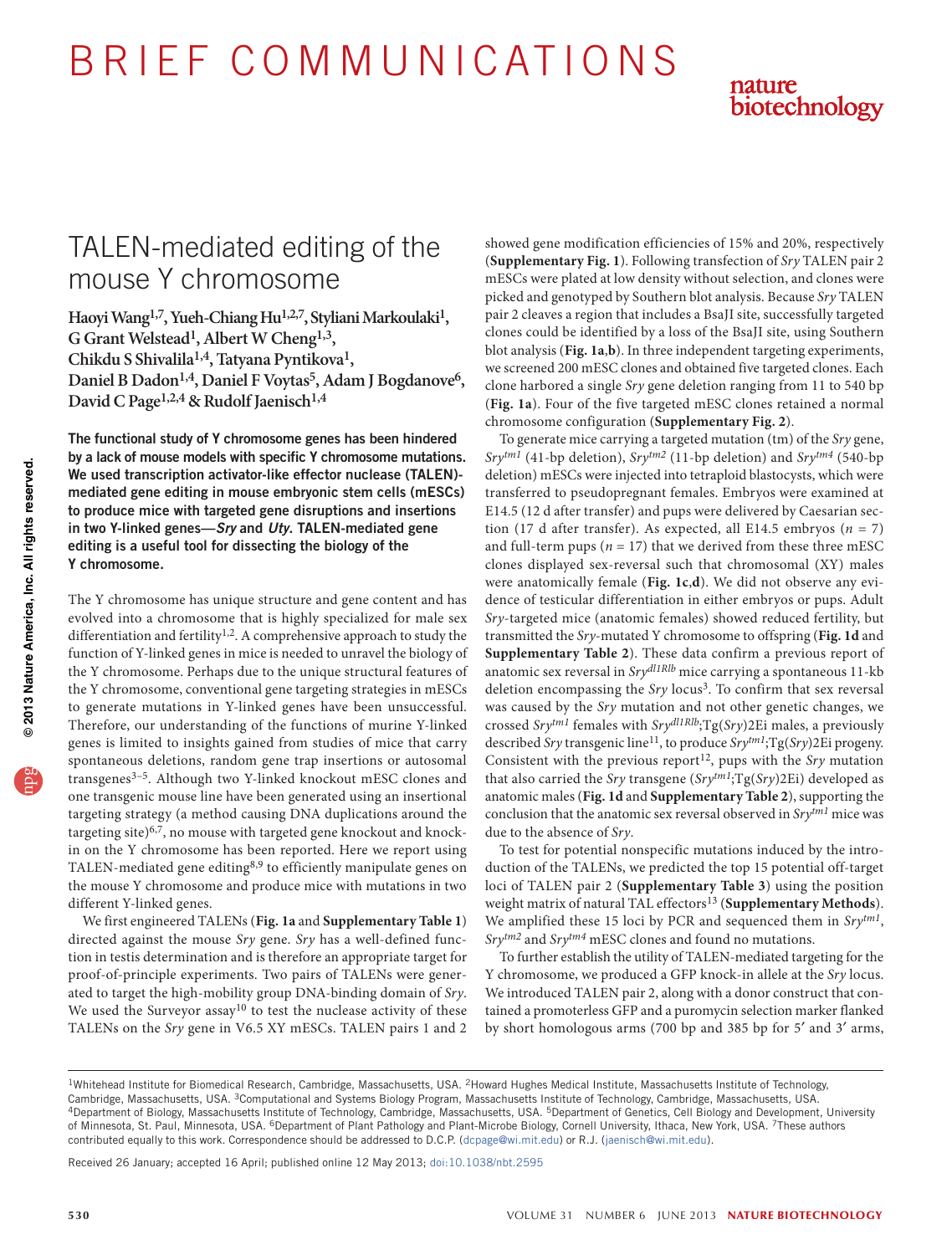# TALEN-mediated editing of the mouse Y chromosome

**Haoyi Wang[1,7], Yueh-Chiang Hu[1,2,7], Styliani Markoulaki[1], G Grant Welstead[1], Albert W Cheng[1,3], Chikdu S Shivalila[1,4], Tatyana Pyntikova[1], Daniel B Dadon[1,4], Daniel F Voytas[5], Adam J Bogdanove[6], David C Page[1,2,4] & Rudolf Jaenisch[1,4]**

**The functional study of Y chromosome genes has been hindered by a lack of mouse models with specific Y chromosome mutations. We used transcription activator-like effector nuclease (TALEN)-mediated gene editing in mouse embryonic stem cells (mESCs) to produce mice with targeted gene disruptions and insertions in two Y-linked genes—*Sry* and *Uty*. TALEN-mediated gene editing is a useful tool for dissecting the biology of the Y chromosome.**

The Y chromosome has unique structure and gene content and has evolved into a chromosome that is highly specialized for male sex differentiation and fertility[1,2]. A comprehensive approach to study the function of Y-linked genes in mice is needed to unravel the biology of the Y chromosome. Perhaps due to the unique structural features of the Y chromosome, conventional gene targeting strategies in mESCs to generate mutations in Y-linked genes have been unsuccessful. Therefore, our understanding of the functions of murine Y-linked genes is limited to insights gained from studies of mice that carry spontaneous deletions, random gene trap insertions or autosomal transgenes[3–5]. Although two Y-linked knockout mESC clones and one transgenic mouse line have been generated using an insertional targeting strategy (a method causing DNA duplications around the targeting site)[6,7], no mouse with targeted gene knockout and knock-in on the Y chromosome has been reported. Here we report using TALEN-mediated gene editing[8,9] to efficiently manipulate genes on the mouse Y chromosome and produce mice with mutations in two different Y-linked genes.

We first engineered TALENs (**Fig. 1a** and **Supplementary Table 1**) directed against the mouse *Sry* gene. *Sry* has a well-defined function in testis determination and is therefore an appropriate target for proof-of-principle experiments. Two pairs of TALENs were generated to target the high-mobility group DNA-binding domain of *Sry*. We used the Surveyor assay[10] to test the nuclease activity of these TALENs on the *Sry* gene in V6.5 XY mESCs. TALEN pairs 1 and 2 showed gene modification efficiencies of 15% and 20%, respectively (**Supplementary Fig. 1**). Following transfection of *Sry* TALEN pair 2 mESCs were plated at low density without selection, and clones were picked and genotyped by Southern blot analysis. Because *Sry* TALEN pair 2 cleaves a region that includes a BsaJI site, successfully targeted clones could be identified by a loss of the BsaJI site, using Southern blot analysis (**Fig. 1a**,**b**). In three independent targeting experiments, we screened 200 mESC clones and obtained five targeted clones. Each clone harbored a single *Sry* gene deletion ranging from 11 to 540 bp (**Fig. 1a**). Four of the five targeted mESC clones retained a normal chromosome configuration (**Supplementary Fig. 2**).

To generate mice carrying a targeted mutation (tm) of the *Sry* gene, *Sry$^{tm1}$* (41-bp deletion), *Sry$^{tm2}$* (11-bp deletion) and *Sry$^{tm4}$* (540-bp deletion) mESCs were injected into tetraploid blastocysts, which were transferred to pseudopregnant females. Embryos were examined at E14.5 (12 d after transfer) and pups were delivered by Caesarian section (17 d after transfer). As expected, all E14.5 embryos ($n$ = 7) and full-term pups ($n$ = 17) that we derived from these three mESC clones displayed sex-reversal such that chromosomal (XY) males were anatomically female (**Fig. 1c**,**d**). We did not observe any evidence of testicular differentiation in either embryos or pups. Adult *Sry*-targeted mice (anatomic females) showed reduced fertility, but transmitted the *Sry*-mutated Y chromosome to offspring (**Fig. 1d** and **Supplementary Table 2**). These data confirm a previous report of anatomic sex reversal in *Sry$^{dl1Rlb}$* mice carrying a spontaneous 11-kb deletion encompassing the *Sry* locus[3]. To confirm that sex reversal was caused by the *Sry* mutation and not other genetic changes, we crossed *Sry$^{tm1}$* females with *Sry$^{dl1Rlb}$*;Tg(*Sry*)2Ei males, a previously described *Sry* transgenic line[11], to produce *Sry$^{tm1}$*;Tg(*Sry*)2Ei progeny. Consistent with the previous report[12], pups with the *Sry* mutation that also carried the *Sry* transgene (*Sry$^{tm1}$*;Tg(*Sry*)2Ei) developed as anatomic males (**Fig. 1d** and **Supplementary Table 2**), supporting the conclusion that the anatomic sex reversal observed in *Sry$^{tm1}$* mice was due to the absence of *Sry*.

To test for potential nonspecific mutations induced by the introduction of the TALENs, we predicted the top 15 potential off-target loci of TALEN pair 2 (**Supplementary Table 3**) using the position weight matrix of natural TAL effectors[13] (**Supplementary Methods**). We amplified these 15 loci by PCR and sequenced them in *Sry$^{tm1}$*, *Sry$^{tm2}$* and *Sry$^{tm4}$* mESC clones and found no mutations.

To further establish the utility of TALEN-mediated targeting for the Y chromosome, we produced a GFP knock-in allele at the *Sry* locus. We introduced TALEN pair 2, along with a donor construct that contained a promoterless GFP and a puromycin selection marker flanked by short homologous arms (700 bp and 385 bp for 5′ and 3′ arms,

[1]Whitehead Institute for Biomedical Research, Cambridge, Massachusetts, USA. [2]Howard Hughes Medical Institute, Massachusetts Institute of Technology, Cambridge, Massachusetts, USA. [3]Computational and Systems Biology Program, Massachusetts Institute of Technology, Cambridge, Massachusetts, USA. [4]Department of Biology, Massachusetts Institute of Technology, Cambridge, Massachusetts, USA. [5]Department of Genetics, Cell Biology and Development, University of Minnesota, St. Paul, Minnesota, USA. [6]Department of Plant Pathology and Plant-Microbe Biology, Cornell University, Ithaca, New York, USA. [7]These authors contributed equally to this work. Correspondence should be addressed to D.C.P. (dcpage@wi.mit.edu) or R.J. (jaenisch@wi.mit.edu).

Received 26 January; accepted 16 April; published online 12 May 2013; doi:10.1038/nbt.2595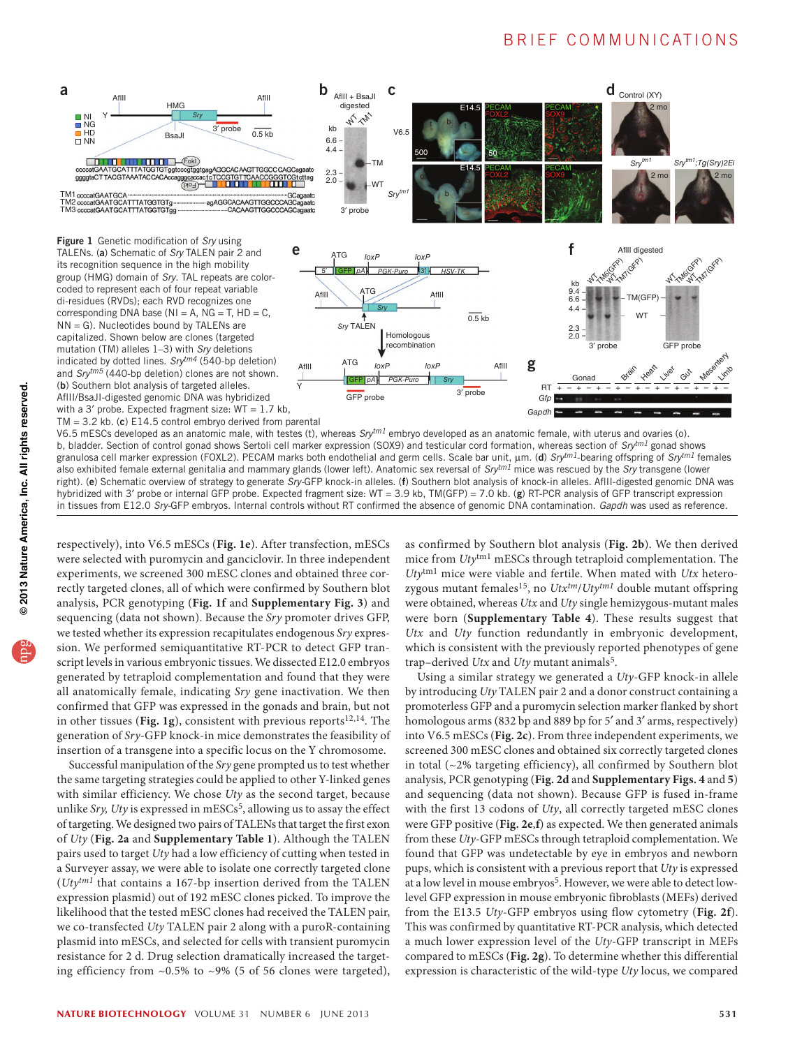**Figure 1** Genetic modification of *Sry* using TALENs. (**a**) Schematic of *Sry* TALEN pair 2 and its recognition sequence in the high mobility group (HMG) domain of *Sry*. TAL repeats are color-coded to represent each of four repeat variable di-residues (RVDs); each RVD recognizes one corresponding DNA base (NI = A, NG = T, HD = C, NN = G). Nucleotides bound by TALENs are capitalized. Shown below are clones (targeted mutation (TM) alleles 1–3) with *Sry* deletions indicated by dotted lines. *Sry*$^{tm4}$ (540-bp deletion) and *Sry*$^{tm5}$ (440-bp deletion) clones are not shown. (**b**) Southern blot analysis of targeted alleles. AflII/BsaJI-digested genomic DNA was hybridized with a 3′ probe. Expected fragment size: WT = 1.7 kb, TM = 3.2 kb. (**c**) E14.5 control embryo derived from parental V6.5 mESCs developed as an anatomic male, with testes (t), whereas *Sry*$^{tm1}$ embryo developed as an anatomic female, with uterus and ovaries (o). b, bladder. Section of control gonad shows Sertoli cell marker expression (SOX9) and testicular cord formation, whereas section of *Sry*$^{tm1}$ gonad shows granulosa cell marker expression (FOXL2). PECAM marks both endothelial and germ cells. Scale bar unit, μm. (**d**) *Sry*$^{tm1}$-bearing offspring of *Sry*$^{tm1}$ females also exhibited female external genitalia and mammary glands (lower left). Anatomic sex reversal of *Sry*$^{tm1}$ mice was rescued by the *Sry* transgene (lower right). (**e**) Schematic overview of strategy to generate *Sry*-GFP knock-in alleles. (**f**) Southern blot analysis of knock-in alleles. AflII-digested genomic DNA was hybridized with 3′ probe or internal GFP probe. Expected fragment size: WT = 3.9 kb, TM(GFP) = 7.0 kb. (**g**) RT-PCR analysis of GFP transcript expression in tissues from E12.0 *Sry*-GFP embryos. Internal controls without RT confirmed the absence of genomic DNA contamination. *Gapdh* was used as reference.

respectively), into V6.5 mESCs (**Fig. 1e**). After transfection, mESCs were selected with puromycin and ganciclovir. In three independent experiments, we screened 300 mESC clones and obtained three correctly targeted clones, all of which were confirmed by Southern blot analysis, PCR genotyping (**Fig. 1f** and **Supplementary Fig. 3**) and sequencing (data not shown). Because the *Sry* promoter drives GFP, we tested whether its expression recapitulates endogenous *Sry* expression. We performed semiquantitative RT-PCR to detect GFP transcript levels in various embryonic tissues. We dissected E12.0 embryos generated by tetraploid complementation and found that they were all anatomically female, indicating *Sry* gene inactivation. We then confirmed that GFP was expressed in the gonads and brain, but not in other tissues (**Fig. 1g**), consistent with previous reports[12,14]. The generation of *Sry*-GFP knock-in mice demonstrates the feasibility of insertion of a transgene into a specific locus on the Y chromosome.

Successful manipulation of the *Sry* gene prompted us to test whether the same targeting strategies could be applied to other Y-linked genes with similar efficiency. We chose *Uty* as the second target, because unlike *Sry*, *Uty* is expressed in mESCs[5], allowing us to assay the effect of targeting. We designed two pairs of TALENs that target the first exon of *Uty* (**Fig. 2a** and **Supplementary Table 1**). Although the TALEN pairs used to target *Uty* had a low efficiency of cutting when tested in a Surveyer assay, we were able to isolate one correctly targeted clone (*Uty*$^{tm1}$ that contains a 167-bp insertion derived from the TALEN expression plasmid) out of 192 mESC clones picked. To improve the likelihood that the tested mESC clones had received the TALEN pair, we co-transfected *Uty* TALEN pair 2 along with a puroR-containing plasmid into mESCs, and selected for cells with transient puromycin resistance for 2 d. Drug selection dramatically increased the targeting efficiency from ~0.5% to ~9% (5 of 56 clones were targeted), as confirmed by Southern blot analysis (**Fig. 2b**). We then derived mice from *Uty*$^{tm1}$ mESCs through tetraploid complementation. The *Uty*$^{tm1}$ mice were viable and fertile. When mated with *Utx* heterozygous mutant females[15], no *Utx*$^{tm}$/*Uty*$^{tm1}$ double mutant offspring were obtained, whereas *Utx* and *Uty* single hemizygous-mutant males were born (**Supplementary Table 4**). These results suggest that *Utx* and *Uty* function redundantly in embryonic development, which is consistent with the previously reported phenotypes of gene trap–derived *Utx* and *Uty* mutant animals[5].

Using a similar strategy we generated a *Uty*-GFP knock-in allele by introducing *Uty* TALEN pair 2 and a donor construct containing a promoterless GFP and a puromycin selection marker flanked by short homologous arms (832 bp and 889 bp for 5′ and 3′ arms, respectively) into V6.5 mESCs (**Fig. 2c**). From three independent experiments, we screened 300 mESC clones and obtained six correctly targeted clones in total (~2% targeting efficiency), all confirmed by Southern blot analysis, PCR genotyping (**Fig. 2d** and **Supplementary Figs. 4** and **5**) and sequencing (data not shown). Because GFP is fused in-frame with the first 13 codons of *Uty*, all correctly targeted mESC clones were GFP positive (**Fig. 2e**,**f**) as expected. We then generated animals from these *Uty*-GFP mESCs through tetraploid complementation. We found that GFP was undetectable by eye in embryos and newborn pups, which is consistent with a previous report that *Uty* is expressed at a low level in mouse embryos[5]. However, we were able to detect low-level GFP expression in mouse embryonic fibroblasts (MEFs) derived from the E13.5 *Uty*-GFP embryos using flow cytometry (**Fig. 2f**). This was confirmed by quantitative RT-PCR analysis, which detected a much lower expression level of the *Uty*-GFP transcript in MEFs compared to mESCs (**Fig. 2g**). To determine whether this differential expression is characteristic of the wild-type *Uty* locus, we compared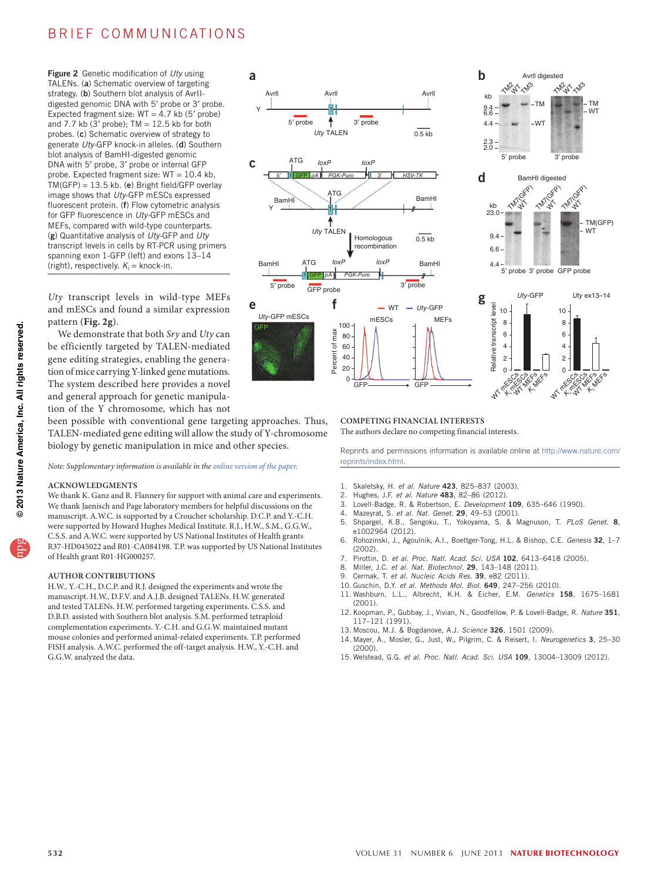**Figure 2** Genetic modification of *Uty* using TALENs. (**a**) Schematic overview of targeting strategy. (**b**) Southern blot analysis of AvrII-digested genomic DNA with 5′ probe or 3′ probe. Expected fragment size: WT = 4.7 kb (5′ probe) and 7.7 kb (3′ probe); TM = 12.5 kb for both probes. (**c**) Schematic overview of strategy to generate *Uty*-GFP knock-in alleles. (**d**) Southern blot analysis of BamHI-digested genomic DNA with 5′ probe, 3′ probe or internal GFP probe. Expected fragment size: WT = 10.4 kb, TM(GFP) = 13.5 kb. (**e**) Bright field/GFP overlay image shows that *Uty*-GFP mESCs expressed fluorescent protein. (**f**) Flow cytometric analysis for GFP fluorescence in *Uty*-GFP mESCs and MEFs, compared with wild-type counterparts. (**g**) Quantitative analysis of *Uty*-GFP and *Uty* transcript levels in cells by RT-PCR using primers spanning exon 1-GFP (left) and exons 13–14 (right), respectively. $K_i$ = knock-in.

*Uty* transcript levels in wild-type MEFs and mESCs and found a similar expression pattern (**Fig. 2g**).

We demonstrate that both *Sry* and *Uty* can be efficiently targeted by TALEN-mediated gene editing strategies, enabling the generation of mice carrying Y-linked gene mutations. The system described here provides a novel and general approach for genetic manipulation of the Y chromosome, which has not been possible with conventional gene targeting approaches. Thus, TALEN-mediated gene editing will allow the study of Y-chromosome biology by genetic manipulation in mice and other species.

*Note: Supplementary information is available in the online version of the paper.*

## ACKNOWLEDGMENTS

We thank K. Ganz and R. Flannery for support with animal care and experiments. We thank Jaenisch and Page laboratory members for helpful discussions on the manuscript. A.W.C. is supported by a Croucher scholarship. D.C.P. and Y.-C.H. were supported by Howard Hughes Medical Institute. R.J., H.W., S.M., G.G.W., C.S.S. and A.W.C. were supported by US National Institutes of Health grants R37-HD045022 and R01-CA084198. T.P. was supported by US National Institutes of Health grant R01-HG000257.

## AUTHOR CONTRIBUTIONS

H.W., Y.-C.H., D.C.P. and R.J. designed the experiments and wrote the manuscript. H.W., D.F.V. and A.J.B. designed TALENs. H.W. generated and tested TALENs. H.W. performed targeting experiments. C.S.S. and D.B.D. assisted with Southern blot analysis. S.M. performed tetraploid complementation experiments. Y.-C.H. and G.G.W. maintained mutant mouse colonies and performed animal-related experiments. T.P. performed FISH analysis. A.W.C. performed the off-target analysis. H.W., Y.-C.H. and G.G.W. analyzed the data.

## COMPETING FINANCIAL INTERESTS

The authors declare no competing financial interests.

Reprints and permissions information is available online at http://www.nature.com/reprints/index.html.

1. Skaletsky, H. *et al. Nature* **423**, 825–837 (2003).
2. Hughes, J.F. *et al. Nature* **483**, 82–86 (2012).
3. Lovell-Badge, R. & Robertson, E. *Development* **109**, 635–646 (1990).
4. Mazeyrat, S. *et al. Nat. Genet.* **29**, 49–53 (2001).
5. Shpargel, K.B., Sengoku, T., Yokoyama, S. & Magnuson, T. *PLoS Genet.* **8**, e1002964 (2012).
6. Rohozinski, J., Agoulnik, A.I., Boettger-Tong, H.L. & Bishop, C.E. *Genesis* **32**, 1–7 (2002).
7. Pirottin, D. *et al. Proc. Natl. Acad. Sci. USA* **102**, 6413–6418 (2005).
8. Miller, J.C. *et al. Nat. Biotechnol.* **29**, 143–148 (2011).
9. Cermak, T. *et al. Nucleic Acids Res.* **39**, e82 (2011).
10. Guschin, D.Y. *et al. Methods Mol. Biol.* **649**, 247–256 (2010).
11. Washburn, L.L., Albrecht, K.H. & Eicher, E.M. *Genetics* **158**, 1675–1681 (2001).
12. Koopman, P., Gubbay, J., Vivian, N., Goodfellow, P. & Lovell-Badge, R. *Nature* **351**, 117–121 (1991).
13. Moscou, M.J. & Bogdanove, A.J. *Science* **326**, 1501 (2009).
14. Mayer, A., Mosler, G., Just, W., Pilgrim, C. & Reisert, I. *Neurogenetics* **3**, 25–30 (2000).
15. Welstead, G.G. *et al. Proc. Natl. Acad. Sci. USA* **109**, 13004–13009 (2012).